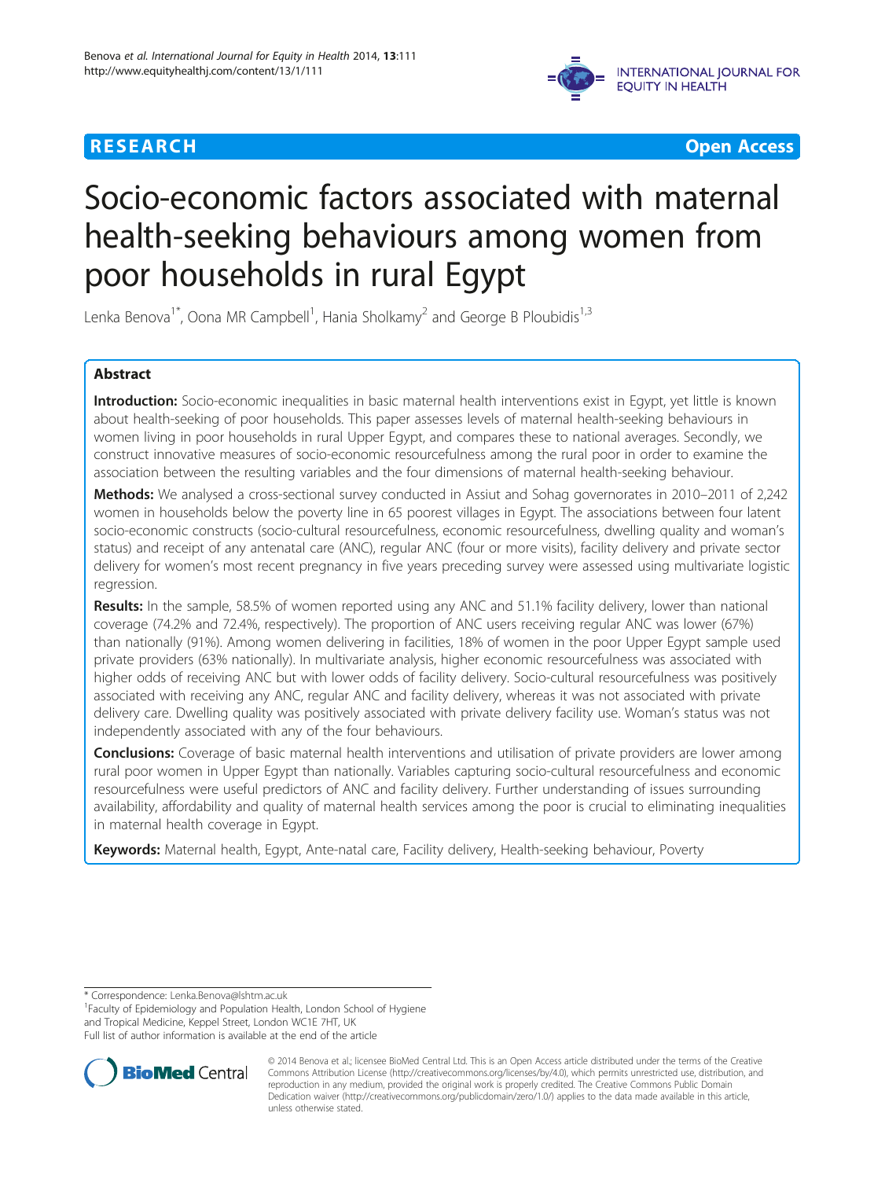**RESEARCH** **Open Access**

# Socio-economic factors associated with maternal health-seeking behaviours among women from poor households in rural Egypt

Lenka Benova[1*], Oona MR Campbell[1], Hania Sholkamy[2] and George B Ploubidis[1,3]

## Abstract

**Introduction:** Socio-economic inequalities in basic maternal health interventions exist in Egypt, yet little is known about health-seeking of poor households. This paper assesses levels of maternal health-seeking behaviours in women living in poor households in rural Upper Egypt, and compares these to national averages. Secondly, we construct innovative measures of socio-economic resourcefulness among the rural poor in order to examine the association between the resulting variables and the four dimensions of maternal health-seeking behaviour.

**Methods:** We analysed a cross-sectional survey conducted in Assiut and Sohag governorates in 2010–2011 of 2,242 women in households below the poverty line in 65 poorest villages in Egypt. The associations between four latent socio-economic constructs (socio-cultural resourcefulness, economic resourcefulness, dwelling quality and woman's status) and receipt of any antenatal care (ANC), regular ANC (four or more visits), facility delivery and private sector delivery for women's most recent pregnancy in five years preceding survey were assessed using multivariate logistic regression.

**Results:** In the sample, 58.5% of women reported using any ANC and 51.1% facility delivery, lower than national coverage (74.2% and 72.4%, respectively). The proportion of ANC users receiving regular ANC was lower (67%) than nationally (91%). Among women delivering in facilities, 18% of women in the poor Upper Egypt sample used private providers (63% nationally). In multivariate analysis, higher economic resourcefulness was associated with higher odds of receiving ANC but with lower odds of facility delivery. Socio-cultural resourcefulness was positively associated with receiving any ANC, regular ANC and facility delivery, whereas it was not associated with private delivery care. Dwelling quality was positively associated with private delivery facility use. Woman's status was not independently associated with any of the four behaviours.

**Conclusions:** Coverage of basic maternal health interventions and utilisation of private providers are lower among rural poor women in Upper Egypt than nationally. Variables capturing socio-cultural resourcefulness and economic resourcefulness were useful predictors of ANC and facility delivery. Further understanding of issues surrounding availability, affordability and quality of maternal health services among the poor is crucial to eliminating inequalities in maternal health coverage in Egypt.

**Keywords:** Maternal health, Egypt, Ante-natal care, Facility delivery, Health-seeking behaviour, Poverty

---

* Correspondence: Lenka.Benova@lshtm.ac.uk
[1]Faculty of Epidemiology and Population Health, London School of Hygiene and Tropical Medicine, Keppel Street, London WC1E 7HT, UK
Full list of author information is available at the end of the article

© 2014 Benova et al.; licensee BioMed Central Ltd. This is an Open Access article distributed under the terms of the Creative Commons Attribution License (http://creativecommons.org/licenses/by/4.0), which permits unrestricted use, distribution, and reproduction in any medium, provided the original work is properly credited. The Creative Commons Public Domain Dedication waiver (http://creativecommons.org/publicdomain/zero/1.0/) applies to the data made available in this article, unless otherwise stated.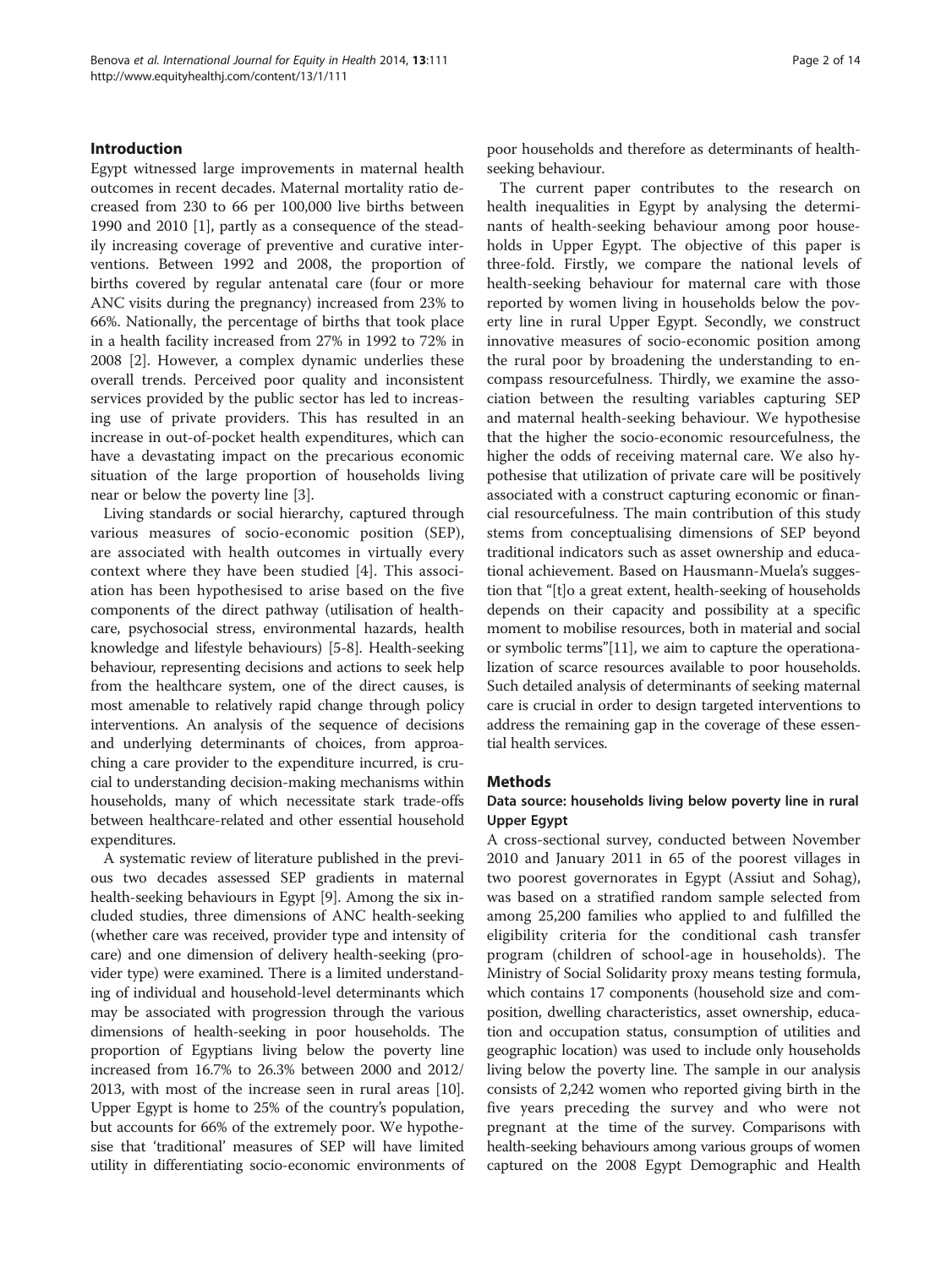## Introduction

Egypt witnessed large improvements in maternal health outcomes in recent decades. Maternal mortality ratio decreased from 230 to 66 per 100,000 live births between 1990 and 2010 [1], partly as a consequence of the steadily increasing coverage of preventive and curative interventions. Between 1992 and 2008, the proportion of births covered by regular antenatal care (four or more ANC visits during the pregnancy) increased from 23% to 66%. Nationally, the percentage of births that took place in a health facility increased from 27% in 1992 to 72% in 2008 [2]. However, a complex dynamic underlies these overall trends. Perceived poor quality and inconsistent services provided by the public sector has led to increasing use of private providers. This has resulted in an increase in out-of-pocket health expenditures, which can have a devastating impact on the precarious economic situation of the large proportion of households living near or below the poverty line [3].

Living standards or social hierarchy, captured through various measures of socio-economic position (SEP), are associated with health outcomes in virtually every context where they have been studied [4]. This association has been hypothesised to arise based on the five components of the direct pathway (utilisation of healthcare, psychosocial stress, environmental hazards, health knowledge and lifestyle behaviours) [5-8]. Health-seeking behaviour, representing decisions and actions to seek help from the healthcare system, one of the direct causes, is most amenable to relatively rapid change through policy interventions. An analysis of the sequence of decisions and underlying determinants of choices, from approaching a care provider to the expenditure incurred, is crucial to understanding decision-making mechanisms within households, many of which necessitate stark trade-offs between healthcare-related and other essential household expenditures.

A systematic review of literature published in the previous two decades assessed SEP gradients in maternal health-seeking behaviours in Egypt [9]. Among the six included studies, three dimensions of ANC health-seeking (whether care was received, provider type and intensity of care) and one dimension of delivery health-seeking (provider type) were examined. There is a limited understanding of individual and household-level determinants which may be associated with progression through the various dimensions of health-seeking in poor households. The proportion of Egyptians living below the poverty line increased from 16.7% to 26.3% between 2000 and 2012/2013, with most of the increase seen in rural areas [10]. Upper Egypt is home to 25% of the country's population, but accounts for 66% of the extremely poor. We hypothesise that 'traditional' measures of SEP will have limited utility in differentiating socio-economic environments of poor households and therefore as determinants of health-seeking behaviour.

The current paper contributes to the research on health inequalities in Egypt by analysing the determinants of health-seeking behaviour among poor households in Upper Egypt. The objective of this paper is three-fold. Firstly, we compare the national levels of health-seeking behaviour for maternal care with those reported by women living in households below the poverty line in rural Upper Egypt. Secondly, we construct innovative measures of socio-economic position among the rural poor by broadening the understanding to encompass resourcefulness. Thirdly, we examine the association between the resulting variables capturing SEP and maternal health-seeking behaviour. We hypothesise that the higher the socio-economic resourcefulness, the higher the odds of receiving maternal care. We also hypothesise that utilization of private care will be positively associated with a construct capturing economic or financial resourcefulness. The main contribution of this study stems from conceptualising dimensions of SEP beyond traditional indicators such as asset ownership and educational achievement. Based on Hausmann-Muela's suggestion that "[t]o a great extent, health-seeking of households depends on their capacity and possibility at a specific moment to mobilise resources, both in material and social or symbolic terms"[11], we aim to capture the operationalization of scarce resources available to poor households. Such detailed analysis of determinants of seeking maternal care is crucial in order to design targeted interventions to address the remaining gap in the coverage of these essential health services.

## Methods

### Data source: households living below poverty line in rural Upper Egypt

A cross-sectional survey, conducted between November 2010 and January 2011 in 65 of the poorest villages in two poorest governorates in Egypt (Assiut and Sohag), was based on a stratified random sample selected from among 25,200 families who applied to and fulfilled the eligibility criteria for the conditional cash transfer program (children of school-age in households). The Ministry of Social Solidarity proxy means testing formula, which contains 17 components (household size and composition, dwelling characteristics, asset ownership, education and occupation status, consumption of utilities and geographic location) was used to include only households living below the poverty line. The sample in our analysis consists of 2,242 women who reported giving birth in the five years preceding the survey and who were not pregnant at the time of the survey. Comparisons with health-seeking behaviours among various groups of women captured on the 2008 Egypt Demographic and Health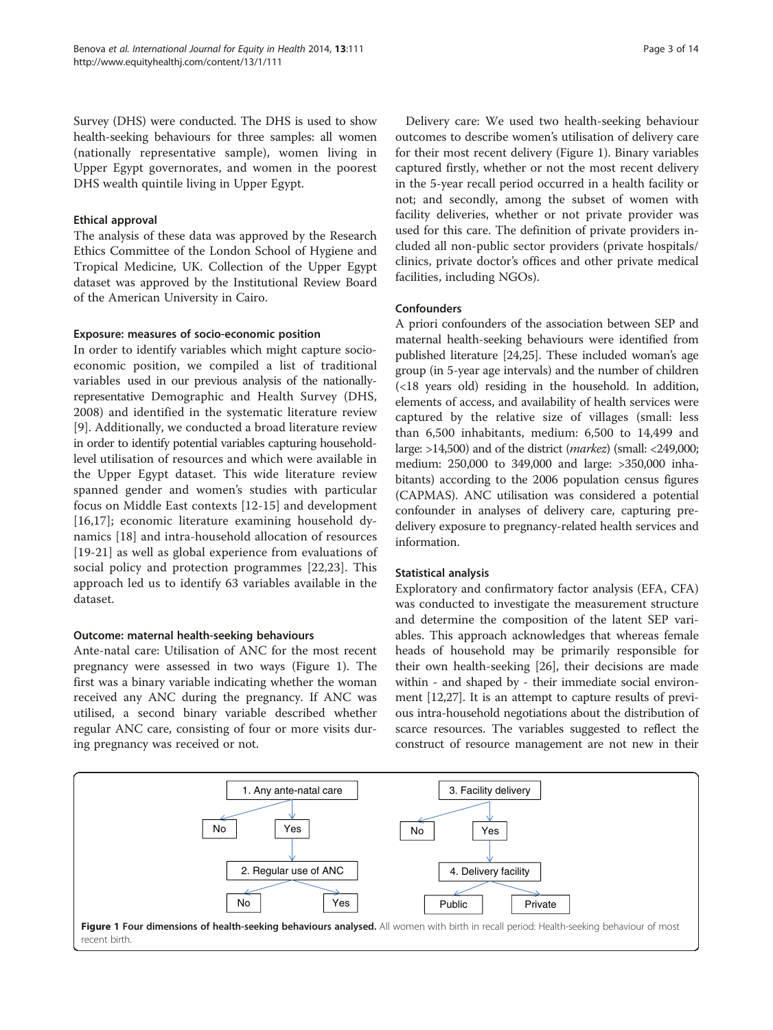Survey (DHS) were conducted. The DHS is used to show health-seeking behaviours for three samples: all women (nationally representative sample), women living in Upper Egypt governorates, and women in the poorest DHS wealth quintile living in Upper Egypt.

### Ethical approval

The analysis of these data was approved by the Research Ethics Committee of the London School of Hygiene and Tropical Medicine, UK. Collection of the Upper Egypt dataset was approved by the Institutional Review Board of the American University in Cairo.

### Exposure: measures of socio-economic position

In order to identify variables which might capture socio-economic position, we compiled a list of traditional variables used in our previous analysis of the nationally-representative Demographic and Health Survey (DHS, 2008) and identified in the systematic literature review [9]. Additionally, we conducted a broad literature review in order to identify potential variables capturing household-level utilisation of resources and which were available in the Upper Egypt dataset. This wide literature review spanned gender and women's studies with particular focus on Middle East contexts [12-15] and development [16,17]; economic literature examining household dynamics [18] and intra-household allocation of resources [19-21] as well as global experience from evaluations of social policy and protection programmes [22,23]. This approach led us to identify 63 variables available in the dataset.

### Outcome: maternal health-seeking behaviours

Ante-natal care: Utilisation of ANC for the most recent pregnancy were assessed in two ways (Figure 1). The first was a binary variable indicating whether the woman received any ANC during the pregnancy. If ANC was utilised, a second binary variable described whether regular ANC care, consisting of four or more visits during pregnancy was received or not.

Delivery care: We used two health-seeking behaviour outcomes to describe women's utilisation of delivery care for their most recent delivery (Figure 1). Binary variables captured firstly, whether or not the most recent delivery in the 5-year recall period occurred in a health facility or not; and secondly, among the subset of women with facility deliveries, whether or not private provider was used for this care. The definition of private providers included all non-public sector providers (private hospitals/clinics, private doctor's offices and other private medical facilities, including NGOs).

### Confounders

A priori confounders of the association between SEP and maternal health-seeking behaviours were identified from published literature [24,25]. These included woman's age group (in 5-year age intervals) and the number of children (<18 years old) residing in the household. In addition, elements of access, and availability of health services were captured by the relative size of villages (small: less than 6,500 inhabitants, medium: 6,500 to 14,499 and large: >14,500) and of the district (*markez*) (small: <249,000; medium: 250,000 to 349,000 and large: >350,000 inhabitants) according to the 2006 population census figures (CAPMAS). ANC utilisation was considered a potential confounder in analyses of delivery care, capturing pre-delivery exposure to pregnancy-related health services and information.

### Statistical analysis

Exploratory and confirmatory factor analysis (EFA, CFA) was conducted to investigate the measurement structure and determine the composition of the latent SEP variables. This approach acknowledges that whereas female heads of household may be primarily responsible for their own health-seeking [26], their decisions are made within - and shaped by - their immediate social environment [12,27]. It is an attempt to capture results of previous intra-household negotiations about the distribution of scarce resources. The variables suggested to reflect the construct of resource management are not new in their

1. Any ante-natal care → No / Yes → 2. Regular use of ANC → No / Yes

3. Facility delivery → No / Yes → 4. Delivery facility → Public / Private

**Figure 1 Four dimensions of health-seeking behaviours analysed.** All women with birth in recall period: Health-seeking behaviour of most recent birth.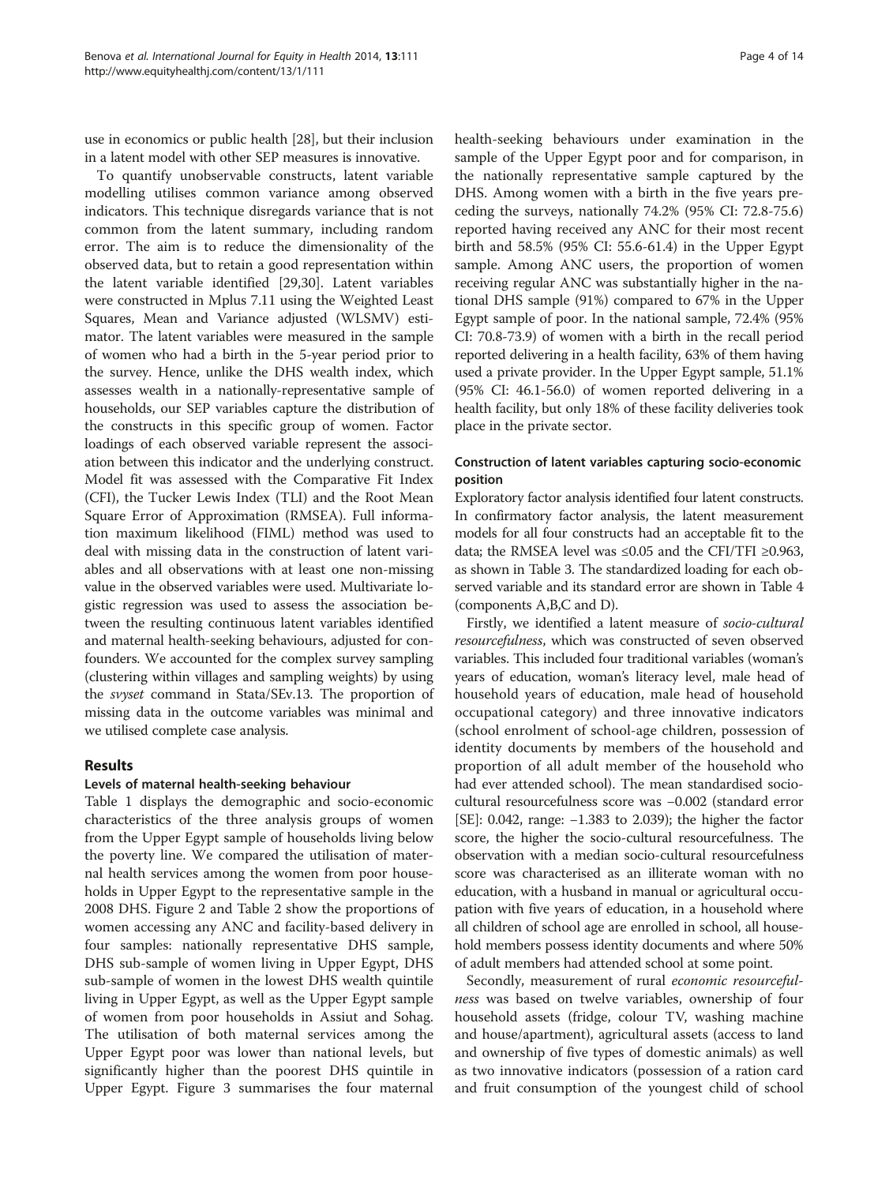use in economics or public health [28], but their inclusion in a latent model with other SEP measures is innovative.

To quantify unobservable constructs, latent variable modelling utilises common variance among observed indicators. This technique disregards variance that is not common from the latent summary, including random error. The aim is to reduce the dimensionality of the observed data, but to retain a good representation within the latent variable identified [29,30]. Latent variables were constructed in Mplus 7.11 using the Weighted Least Squares, Mean and Variance adjusted (WLSMV) estimator. The latent variables were measured in the sample of women who had a birth in the 5-year period prior to the survey. Hence, unlike the DHS wealth index, which assesses wealth in a nationally-representative sample of households, our SEP variables capture the distribution of the constructs in this specific group of women. Factor loadings of each observed variable represent the association between this indicator and the underlying construct. Model fit was assessed with the Comparative Fit Index (CFI), the Tucker Lewis Index (TLI) and the Root Mean Square Error of Approximation (RMSEA). Full information maximum likelihood (FIML) method was used to deal with missing data in the construction of latent variables and all observations with at least one non-missing value in the observed variables were used. Multivariate logistic regression was used to assess the association between the resulting continuous latent variables identified and maternal health-seeking behaviours, adjusted for confounders. We accounted for the complex survey sampling (clustering within villages and sampling weights) by using the *svyset* command in Stata/SEv.13. The proportion of missing data in the outcome variables was minimal and we utilised complete case analysis.

## Results

### Levels of maternal health-seeking behaviour

Table 1 displays the demographic and socio-economic characteristics of the three analysis groups of women from the Upper Egypt sample of households living below the poverty line. We compared the utilisation of maternal health services among the women from poor households in Upper Egypt to the representative sample in the 2008 DHS. Figure 2 and Table 2 show the proportions of women accessing any ANC and facility-based delivery in four samples: nationally representative DHS sample, DHS sub-sample of women living in Upper Egypt, DHS sub-sample of women in the lowest DHS wealth quintile living in Upper Egypt, as well as the Upper Egypt sample of women from poor households in Assiut and Sohag. The utilisation of both maternal services among the Upper Egypt poor was lower than national levels, but significantly higher than the poorest DHS quintile in Upper Egypt. Figure 3 summarises the four maternal health-seeking behaviours under examination in the sample of the Upper Egypt poor and for comparison, in the nationally representative sample captured by the DHS. Among women with a birth in the five years preceding the surveys, nationally 74.2% (95% CI: 72.8-75.6) reported having received any ANC for their most recent birth and 58.5% (95% CI: 55.6-61.4) in the Upper Egypt sample. Among ANC users, the proportion of women receiving regular ANC was substantially higher in the national DHS sample (91%) compared to 67% in the Upper Egypt sample of poor. In the national sample, 72.4% (95% CI: 70.8-73.9) of women with a birth in the recall period reported delivering in a health facility, 63% of them having used a private provider. In the Upper Egypt sample, 51.1% (95% CI: 46.1-56.0) of women reported delivering in a health facility, but only 18% of these facility deliveries took place in the private sector.

### Construction of latent variables capturing socio-economic position

Exploratory factor analysis identified four latent constructs. In confirmatory factor analysis, the latent measurement models for all four constructs had an acceptable fit to the data; the RMSEA level was ≤0.05 and the CFI/TFI ≥0.963, as shown in Table 3. The standardized loading for each observed variable and its standard error are shown in Table 4 (components A,B,C and D).

Firstly, we identified a latent measure of *socio-cultural resourcefulness*, which was constructed of seven observed variables. This included four traditional variables (woman's years of education, woman's literacy level, male head of household years of education, male head of household occupational category) and three innovative indicators (school enrolment of school-age children, possession of identity documents by members of the household and proportion of all adult member of the household who had ever attended school). The mean standardised socio-cultural resourcefulness score was −0.002 (standard error [SE]: 0.042, range: −1.383 to 2.039); the higher the factor score, the higher the socio-cultural resourcefulness. The observation with a median socio-cultural resourcefulness score was characterised as an illiterate woman with no education, with a husband in manual or agricultural occupation with five years of education, in a household where all children of school age are enrolled in school, all household members possess identity documents and where 50% of adult members had attended school at some point.

Secondly, measurement of rural *economic resourcefulness* was based on twelve variables, ownership of four household assets (fridge, colour TV, washing machine and house/apartment), agricultural assets (access to land and ownership of five types of domestic animals) as well as two innovative indicators (possession of a ration card and fruit consumption of the youngest child of school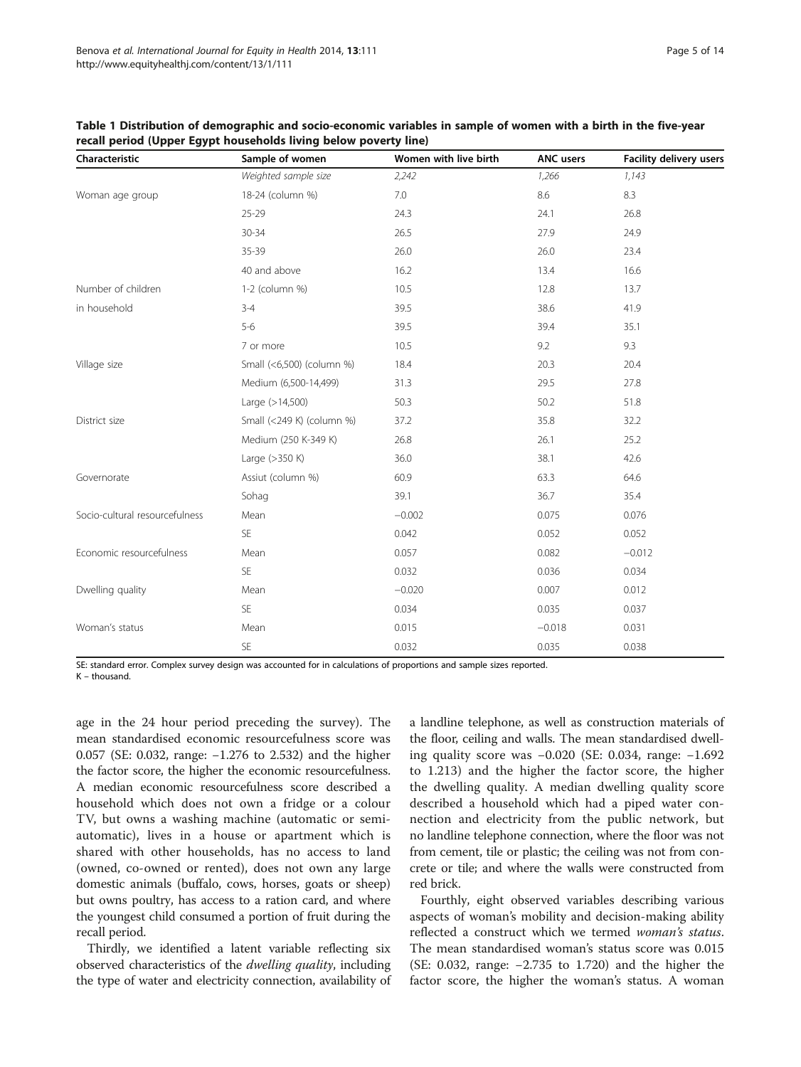**Table 1 Distribution of demographic and socio-economic variables in sample of women with a birth in the five-year recall period (Upper Egypt households living below poverty line)**

| Characteristic | Sample of women | Women with live birth | ANC users | Facility delivery users |
|---|---|---|---|---|
| | *Weighted sample size* | *2,242* | *1,266* | *1,143* |
| Woman age group | 18-24 (column %) | 7.0 | 8.6 | 8.3 |
| | 25-29 | 24.3 | 24.1 | 26.8 |
| | 30-34 | 26.5 | 27.9 | 24.9 |
| | 35-39 | 26.0 | 26.0 | 23.4 |
| | 40 and above | 16.2 | 13.4 | 16.6 |
| Number of children in household | 1-2 (column %) | 10.5 | 12.8 | 13.7 |
| | 3-4 | 39.5 | 38.6 | 41.9 |
| | 5-6 | 39.5 | 39.4 | 35.1 |
| | 7 or more | 10.5 | 9.2 | 9.3 |
| Village size | Small (<6,500) (column %) | 18.4 | 20.3 | 20.4 |
| | Medium (6,500-14,499) | 31.3 | 29.5 | 27.8 |
| | Large (>14,500) | 50.3 | 50.2 | 51.8 |
| District size | Small (<249 K) (column %) | 37.2 | 35.8 | 32.2 |
| | Medium (250 K-349 K) | 26.8 | 26.1 | 25.2 |
| | Large (>350 K) | 36.0 | 38.1 | 42.6 |
| Governorate | Assiut (column %) | 60.9 | 63.3 | 64.6 |
| | Sohag | 39.1 | 36.7 | 35.4 |
| Socio-cultural resourcefulness | Mean | −0.002 | 0.075 | 0.076 |
| | SE | 0.042 | 0.052 | 0.052 |
| Economic resourcefulness | Mean | 0.057 | 0.082 | −0.012 |
| | SE | 0.032 | 0.036 | 0.034 |
| Dwelling quality | Mean | −0.020 | 0.007 | 0.012 |
| | SE | 0.034 | 0.035 | 0.037 |
| Woman's status | Mean | 0.015 | −0.018 | 0.031 |
| | SE | 0.032 | 0.035 | 0.038 |

SE: standard error. Complex survey design was accounted for in calculations of proportions and sample sizes reported.
K – thousand.

age in the 24 hour period preceding the survey). The mean standardised economic resourcefulness score was 0.057 (SE: 0.032, range: −1.276 to 2.532) and the higher the factor score, the higher the economic resourcefulness. A median economic resourcefulness score described a household which does not own a fridge or a colour TV, but owns a washing machine (automatic or semi-automatic), lives in a house or apartment which is shared with other households, has no access to land (owned, co-owned or rented), does not own any large domestic animals (buffalo, cows, horses, goats or sheep) but owns poultry, has access to a ration card, and where the youngest child consumed a portion of fruit during the recall period.

Thirdly, we identified a latent variable reflecting six observed characteristics of the *dwelling quality*, including the type of water and electricity connection, availability of a landline telephone, as well as construction materials of the floor, ceiling and walls. The mean standardised dwelling quality score was −0.020 (SE: 0.034, range: −1.692 to 1.213) and the higher the factor score, the higher the dwelling quality. A median dwelling quality score described a household which had a piped water connection and electricity from the public network, but no landline telephone connection, where the floor was not from cement, tile or plastic; the ceiling was not from concrete or tile; and where the walls were constructed from red brick.

Fourthly, eight observed variables describing various aspects of woman's mobility and decision-making ability reflected a construct which we termed *woman's status*. The mean standardised woman's status score was 0.015 (SE: 0.032, range: −2.735 to 1.720) and the higher the factor score, the higher the woman's status. A woman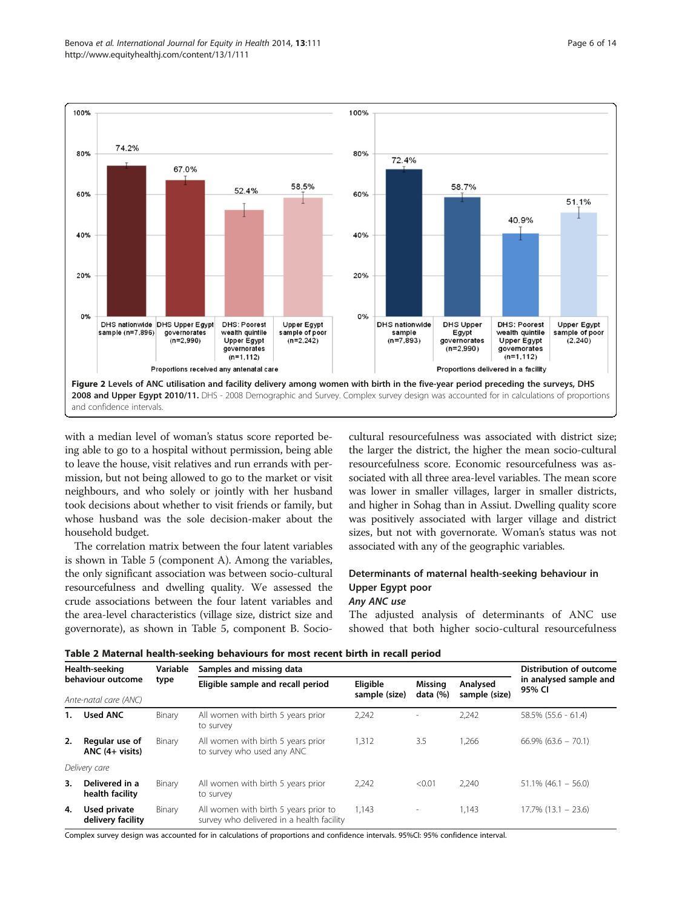Figure 2 Levels of ANC utilisation and facility delivery among women with birth in the five-year period preceding the surveys, DHS 2008 and Upper Egypt 2010/11. DHS - 2008 Demographic and Survey. Complex survey design was accounted for in calculations of proportions and confidence intervals.

with a median level of woman's status score reported being able to go to a hospital without permission, being able to leave the house, visit relatives and run errands with permission, but not being allowed to go to the market or visit neighbours, and who solely or jointly with her husband took decisions about whether to visit friends or family, but whose husband was the sole decision-maker about the household budget.

The correlation matrix between the four latent variables is shown in Table 5 (component A). Among the variables, the only significant association was between socio-cultural resourcefulness and dwelling quality. We assessed the crude associations between the four latent variables and the area-level characteristics (village size, district size and governorate), as shown in Table 5, component B. Socio-cultural resourcefulness was associated with district size; the larger the district, the higher the mean socio-cultural resourcefulness score. Economic resourcefulness was associated with all three area-level variables. The mean score was lower in smaller villages, larger in smaller districts, and higher in Sohag than in Assiut. Dwelling quality score was positively associated with larger village and district sizes, but not with governorate. Woman's status was not associated with any of the geographic variables.

## Determinants of maternal health-seeking behaviour in Upper Egypt poor

### *Any ANC use*

The adjusted analysis of determinants of ANC use showed that both higher socio-cultural resourcefulness

**Table 2 Maternal health-seeking behaviours for most recent birth in recall period**

| Health-seeking behaviour outcome | Variable type | Samples and missing data | | | | Distribution of outcome in analysed sample and 95% CI |
|---|---|---|---|---|---|---|
| | | Eligible sample and recall period | Eligible sample (size) | Missing data (%) | Analysed sample (size) | |
| *Ante-natal care (ANC)* | | | | | | |
| **1. Used ANC** | Binary | All women with birth 5 years prior to survey | 2,242 | - | 2,242 | 58.5% (55.6 - 61.4) |
| **2. Regular use of ANC (4+ visits)** | Binary | All women with birth 5 years prior to survey who used any ANC | 1,312 | 3.5 | 1,266 | 66.9% (63.6 – 70.1) |
| *Delivery care* | | | | | | |
| **3. Delivered in a health facility** | Binary | All women with birth 5 years prior to survey | 2,242 | <0.01 | 2,240 | 51.1% (46.1 – 56.0) |
| **4. Used private delivery facility** | Binary | All women with birth 5 years prior to survey who delivered in a health facility | 1,143 | - | 1,143 | 17.7% (13.1 – 23.6) |

Complex survey design was accounted for in calculations of proportions and confidence intervals. 95%CI: 95% confidence interval.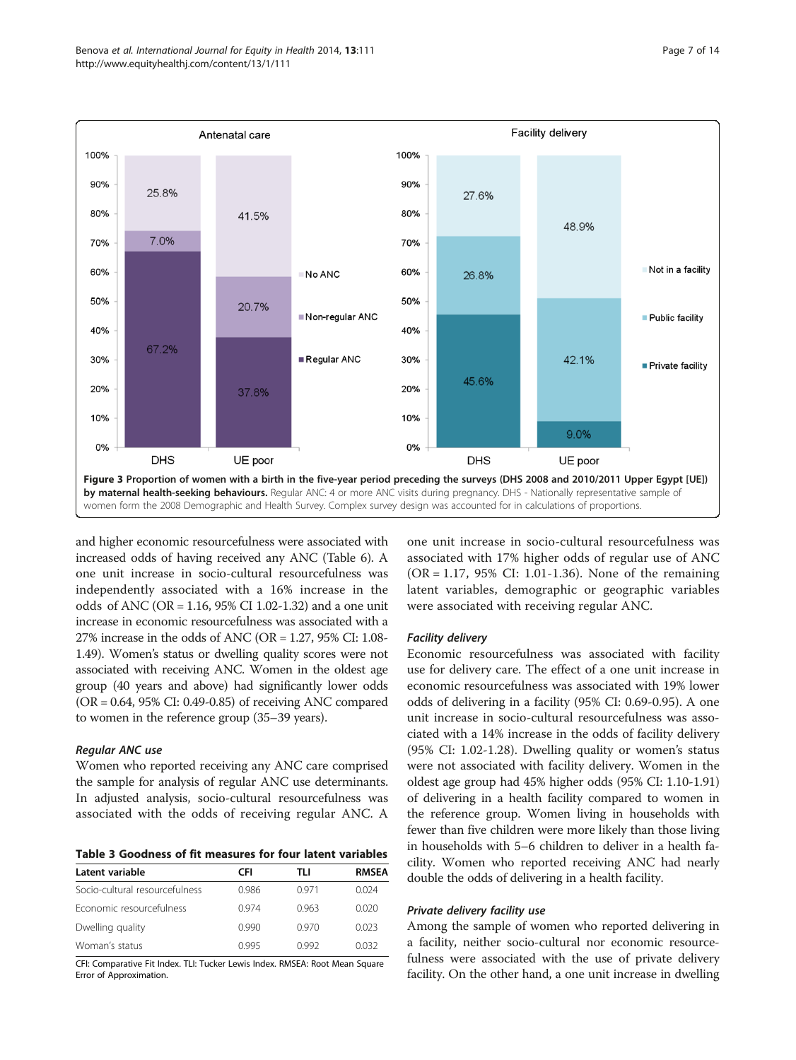**Figure 3 Proportion of women with a birth in the five-year period preceding the surveys (DHS 2008 and 2010/2011 Upper Egypt [UE]) by maternal health-seeking behaviours.** Regular ANC: 4 or more ANC visits during pregnancy. DHS - Nationally representative sample of women form the 2008 Demographic and Health Survey. Complex survey design was accounted for in calculations of proportions.

and higher economic resourcefulness were associated with increased odds of having received any ANC (Table 6). A one unit increase in socio-cultural resourcefulness was independently associated with a 16% increase in the odds of ANC (OR = 1.16, 95% CI 1.02-1.32) and a one unit increase in economic resourcefulness was associated with a 27% increase in the odds of ANC (OR = 1.27, 95% CI: 1.08-1.49). Women's status or dwelling quality scores were not associated with receiving ANC. Women in the oldest age group (40 years and above) had significantly lower odds (OR = 0.64, 95% CI: 0.49-0.85) of receiving ANC compared to women in the reference group (35–39 years).

### *Regular ANC use*

Women who reported receiving any ANC care comprised the sample for analysis of regular ANC use determinants. In adjusted analysis, socio-cultural resourcefulness was associated with the odds of receiving regular ANC. A one unit increase in socio-cultural resourcefulness was associated with 17% higher odds of regular use of ANC (OR = 1.17, 95% CI: 1.01-1.36). None of the remaining latent variables, demographic or geographic variables were associated with receiving regular ANC.

**Table 3 Goodness of fit measures for four latent variables**

| Latent variable | CFI | TLI | RMSEA |
|---|---|---|---|
| Socio-cultural resourcefulness | 0.986 | 0.971 | 0.024 |
| Economic resourcefulness | 0.974 | 0.963 | 0.020 |
| Dwelling quality | 0.990 | 0.970 | 0.023 |
| Woman's status | 0.995 | 0.992 | 0.032 |

CFI: Comparative Fit Index. TLI: Tucker Lewis Index. RMSEA: Root Mean Square Error of Approximation.

### *Facility delivery*

Economic resourcefulness was associated with facility use for delivery care. The effect of a one unit increase in economic resourcefulness was associated with 19% lower odds of delivering in a facility (95% CI: 0.69-0.95). A one unit increase in socio-cultural resourcefulness was associated with a 14% increase in the odds of facility delivery (95% CI: 1.02-1.28). Dwelling quality or women's status were not associated with facility delivery. Women in the oldest age group had 45% higher odds (95% CI: 1.10-1.91) of delivering in a health facility compared to women in the reference group. Women living in households with fewer than five children were more likely than those living in households with 5–6 children to deliver in a health facility. Women who reported receiving ANC had nearly double the odds of delivering in a health facility.

### *Private delivery facility use*

Among the sample of women who reported delivering in a facility, neither socio-cultural nor economic resourcefulness were associated with the use of private delivery facility. On the other hand, a one unit increase in dwelling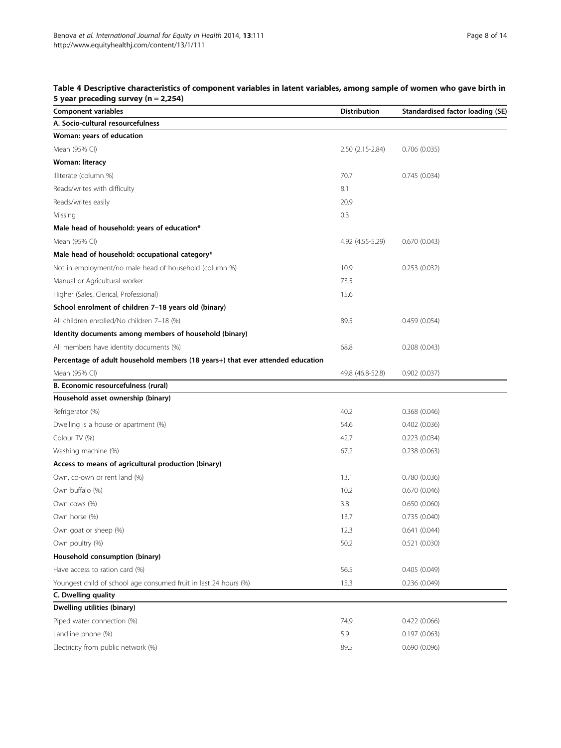**Table 4 Descriptive characteristics of component variables in latent variables, among sample of women who gave birth in 5 year preceding survey (n = 2,254)**

| Component variables | Distribution | Standardised factor loading (SE) |
|---|---|---|
| **A. Socio-cultural resourcefulness** | | |
| **Woman: years of education** | | |
| Mean (95% CI) | 2.50 (2.15-2.84) | 0.706 (0.035) |
| **Woman: literacy** | | |
| Illiterate (column %) | 70.7 | 0.745 (0.034) |
| Reads/writes with difficulty | 8.1 | |
| Reads/writes easily | 20.9 | |
| Missing | 0.3 | |
| **Male head of household: years of education*** | | |
| Mean (95% CI) | 4.92 (4.55-5.29) | 0.670 (0.043) |
| **Male head of household: occupational category*** | | |
| Not in employment/no male head of household (column %) | 10.9 | 0.253 (0.032) |
| Manual or Agricultural worker | 73.5 | |
| Higher (Sales, Clerical, Professional) | 15.6 | |
| **School enrolment of children 7–18 years old (binary)** | | |
| All children enrolled/No children 7–18 (%) | 89.5 | 0.459 (0.054) |
| **Identity documents among members of household (binary)** | | |
| All members have identity documents (%) | 68.8 | 0.208 (0.043) |
| **Percentage of adult household members (18 years+) that ever attended education** | | |
| Mean (95% CI) | 49.8 (46.8-52.8) | 0.902 (0.037) |
| **B. Economic resourcefulness (rural)** | | |
| **Household asset ownership (binary)** | | |
| Refrigerator (%) | 40.2 | 0.368 (0.046) |
| Dwelling is a house or apartment (%) | 54.6 | 0.402 (0.036) |
| Colour TV (%) | 42.7 | 0.223 (0.034) |
| Washing machine (%) | 67.2 | 0.238 (0.063) |
| **Access to means of agricultural production (binary)** | | |
| Own, co-own or rent land (%) | 13.1 | 0.780 (0.036) |
| Own buffalo (%) | 10.2 | 0.670 (0.046) |
| Own cows (%) | 3.8 | 0.650 (0.060) |
| Own horse (%) | 13.7 | 0.735 (0.040) |
| Own goat or sheep (%) | 12.3 | 0.641 (0.044) |
| Own poultry (%) | 50.2 | 0.521 (0.030) |
| **Household consumption (binary)** | | |
| Have access to ration card (%) | 56.5 | 0.405 (0.049) |
| Youngest child of school age consumed fruit in last 24 hours (%) | 15.3 | 0.236 (0.049) |
| **C. Dwelling quality** | | |
| **Dwelling utilities (binary)** | | |
| Piped water connection (%) | 74.9 | 0.422 (0.066) |
| Landline phone (%) | 5.9 | 0.197 (0.063) |
| Electricity from public network (%) | 89.5 | 0.690 (0.096) |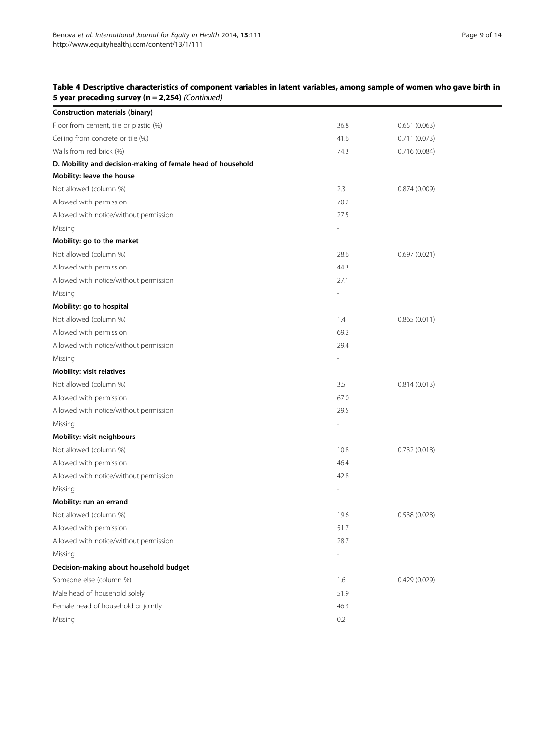**Table 4 Descriptive characteristics of component variables in latent variables, among sample of women who gave birth in 5 year preceding survey (n = 2,254)** *(Continued)*

| | | |
|---|---|---|
| **Construction materials (binary)** | | |
| Floor from cement, tile or plastic (%) | 36.8 | 0.651 (0.063) |
| Ceiling from concrete or tile (%) | 41.6 | 0.711 (0.073) |
| Walls from red brick (%) | 74.3 | 0.716 (0.084) |
| **D. Mobility and decision-making of female head of household** | | |
| **Mobility: leave the house** | | |
| Not allowed (column %) | 2.3 | 0.874 (0.009) |
| Allowed with permission | 70.2 | |
| Allowed with notice/without permission | 27.5 | |
| Missing | - | |
| **Mobility: go to the market** | | |
| Not allowed (column %) | 28.6 | 0.697 (0.021) |
| Allowed with permission | 44.3 | |
| Allowed with notice/without permission | 27.1 | |
| Missing | - | |
| **Mobility: go to hospital** | | |
| Not allowed (column %) | 1.4 | 0.865 (0.011) |
| Allowed with permission | 69.2 | |
| Allowed with notice/without permission | 29.4 | |
| Missing | - | |
| **Mobility: visit relatives** | | |
| Not allowed (column %) | 3.5 | 0.814 (0.013) |
| Allowed with permission | 67.0 | |
| Allowed with notice/without permission | 29.5 | |
| Missing | - | |
| **Mobility: visit neighbours** | | |
| Not allowed (column %) | 10.8 | 0.732 (0.018) |
| Allowed with permission | 46.4 | |
| Allowed with notice/without permission | 42.8 | |
| Missing | - | |
| **Mobility: run an errand** | | |
| Not allowed (column %) | 19.6 | 0.538 (0.028) |
| Allowed with permission | 51.7 | |
| Allowed with notice/without permission | 28.7 | |
| Missing | - | |
| **Decision-making about household budget** | | |
| Someone else (column %) | 1.6 | 0.429 (0.029) |
| Male head of household solely | 51.9 | |
| Female head of household or jointly | 46.3 | |
| Missing | 0.2 | |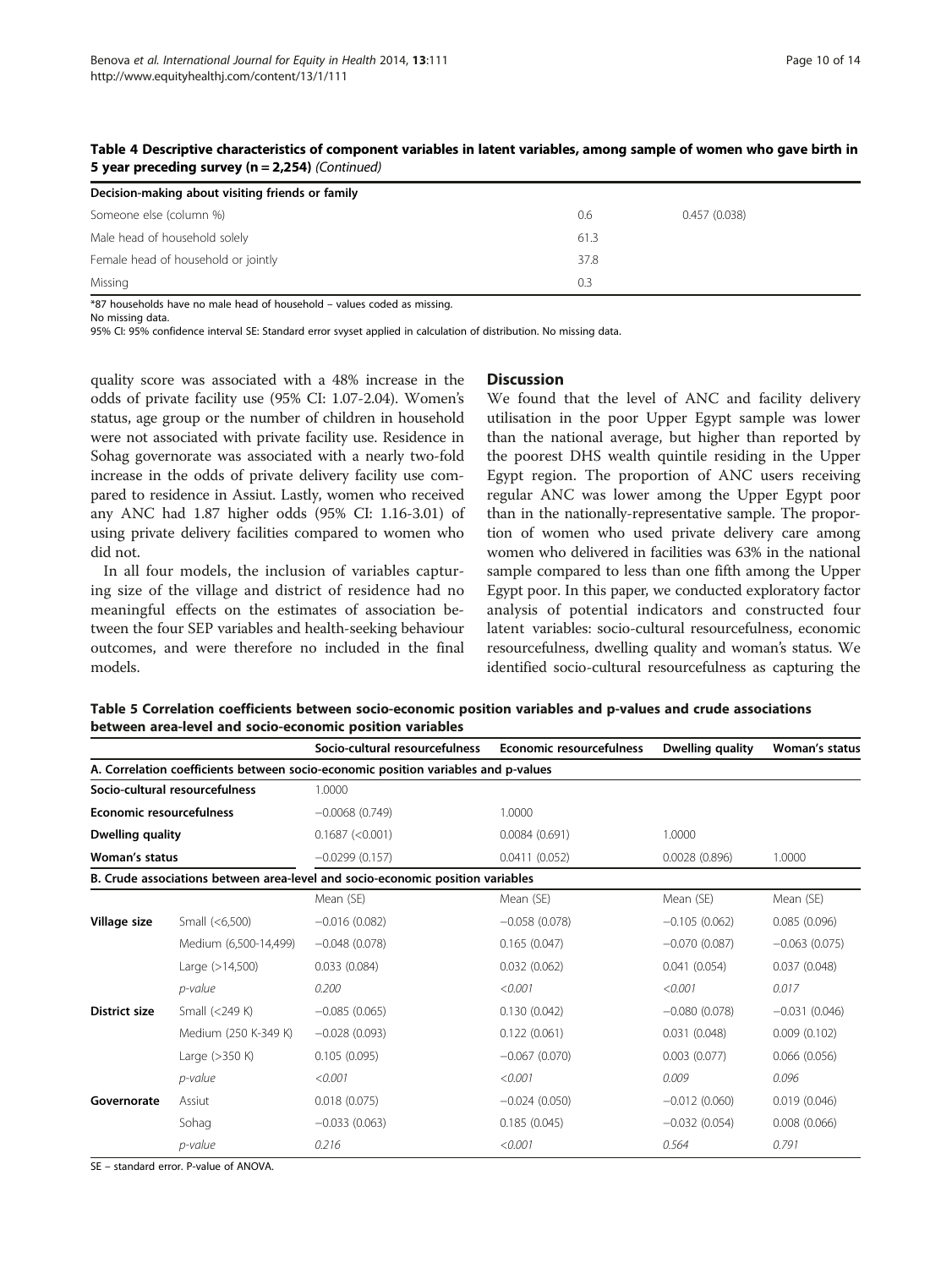**Table 4 Descriptive characteristics of component variables in latent variables, among sample of women who gave birth in 5 year preceding survey (n = 2,254)** *(Continued)*

| Decision-making about visiting friends or family | | |
|---|---|---|
| Someone else (column %) | 0.6 | 0.457 (0.038) |
| Male head of household solely | 61.3 | |
| Female head of household or jointly | 37.8 | |
| Missing | 0.3 | |

*87 households have no male head of household – values coded as missing.
No missing data.
95% CI: 95% confidence interval SE: Standard error svyset applied in calculation of distribution. No missing data.

quality score was associated with a 48% increase in the odds of private facility use (95% CI: 1.07-2.04). Women's status, age group or the number of children in household were not associated with private facility use. Residence in Sohag governorate was associated with a nearly two-fold increase in the odds of private delivery facility use compared to residence in Assiut. Lastly, women who received any ANC had 1.87 higher odds (95% CI: 1.16-3.01) of using private delivery facilities compared to women who did not.

In all four models, the inclusion of variables capturing size of the village and district of residence had no meaningful effects on the estimates of association between the four SEP variables and health-seeking behaviour outcomes, and were therefore no included in the final models.

## Discussion

We found that the level of ANC and facility delivery utilisation in the poor Upper Egypt sample was lower than the national average, but higher than reported by the poorest DHS wealth quintile residing in the Upper Egypt region. The proportion of ANC users receiving regular ANC was lower among the Upper Egypt poor than in the nationally-representative sample. The proportion of women who used private delivery care among women who delivered in facilities was 63% in the national sample compared to less than one fifth among the Upper Egypt poor. In this paper, we conducted exploratory factor analysis of potential indicators and constructed four latent variables: socio-cultural resourcefulness, economic resourcefulness, dwelling quality and woman's status. We identified socio-cultural resourcefulness as capturing the

**Table 5 Correlation coefficients between socio-economic position variables and p-values and crude associations between area-level and socio-economic position variables**

| | | Socio-cultural resourcefulness | Economic resourcefulness | Dwelling quality | Woman's status |
|---|---|---|---|---|---|
| **A. Correlation coefficients between socio-economic position variables and p-values** | | | | | |
| **Socio-cultural resourcefulness** | | 1.0000 | | | |
| **Economic resourcefulness** | | −0.0068 (0.749) | 1.0000 | | |
| **Dwelling quality** | | 0.1687 (<0.001) | 0.0084 (0.691) | 1.0000 | |
| **Woman's status** | | −0.0299 (0.157) | 0.0411 (0.052) | 0.0028 (0.896) | 1.0000 |
| **B. Crude associations between area-level and socio-economic position variables** | | | | | |
| | | Mean (SE) | Mean (SE) | Mean (SE) | Mean (SE) |
| **Village size** | Small (<6,500) | −0.016 (0.082) | −0.058 (0.078) | −0.105 (0.062) | 0.085 (0.096) |
| | Medium (6,500-14,499) | −0.048 (0.078) | 0.165 (0.047) | −0.070 (0.087) | −0.063 (0.075) |
| | Large (>14,500) | 0.033 (0.084) | 0.032 (0.062) | 0.041 (0.054) | 0.037 (0.048) |
| | *p-value* | *0.200* | *<0.001* | *<0.001* | *0.017* |
| **District size** | Small (<249 K) | −0.085 (0.065) | 0.130 (0.042) | −0.080 (0.078) | −0.031 (0.046) |
| | Medium (250 K-349 K) | −0.028 (0.093) | 0.122 (0.061) | 0.031 (0.048) | 0.009 (0.102) |
| | Large (>350 K) | 0.105 (0.095) | −0.067 (0.070) | 0.003 (0.077) | 0.066 (0.056) |
| | *p-value* | *<0.001* | *<0.001* | *0.009* | *0.096* |
| **Governorate** | Assiut | 0.018 (0.075) | −0.024 (0.050) | −0.012 (0.060) | 0.019 (0.046) |
| | Sohag | −0.033 (0.063) | 0.185 (0.045) | −0.032 (0.054) | 0.008 (0.066) |
| | *p-value* | *0.216* | *<0.001* | *0.564* | *0.791* |

SE – standard error. P-value of ANOVA.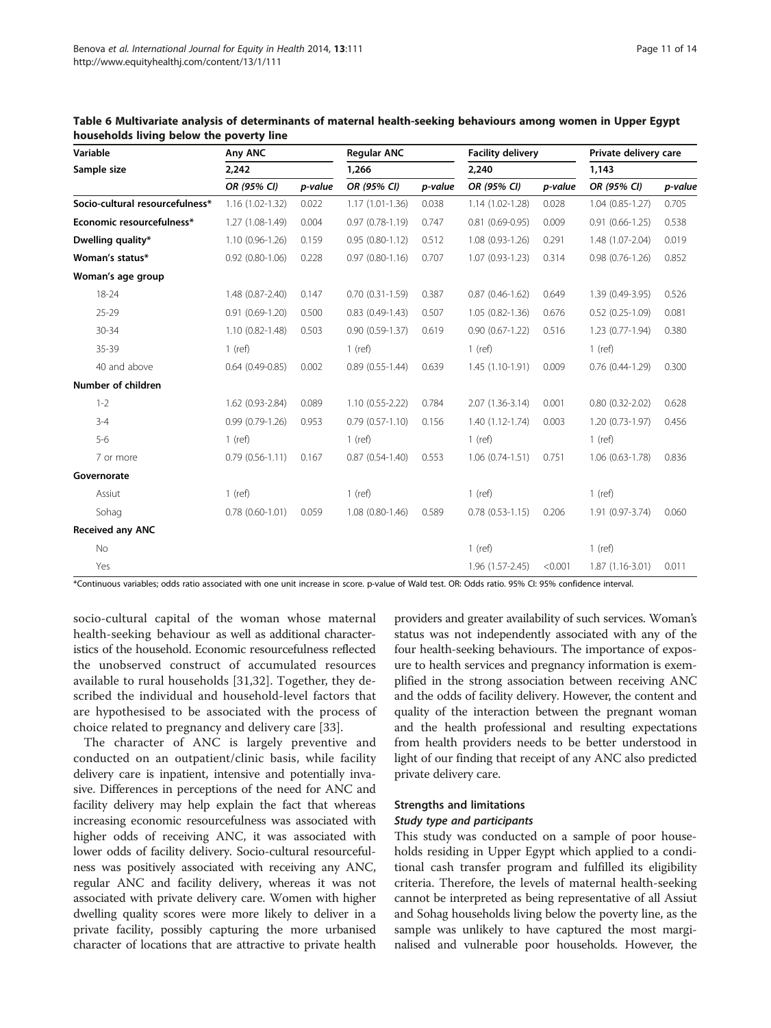**Table 6 Multivariate analysis of determinants of maternal health-seeking behaviours among women in Upper Egypt households living below the poverty line**

| Variable | Any ANC | | Regular ANC | | Facility delivery | | Private delivery care | |
|---|---|---|---|---|---|---|---|---|
| Sample size | 2,242 | | 1,266 | | 2,240 | | 1,143 | |
| | *OR (95% CI)* | *p-value* | *OR (95% CI)* | *p-value* | *OR (95% CI)* | *p-value* | *OR (95% CI)* | *p-value* |
| **Socio-cultural resourcefulness*** | 1.16 (1.02-1.32) | 0.022 | 1.17 (1.01-1.36) | 0.038 | 1.14 (1.02-1.28) | 0.028 | 1.04 (0.85-1.27) | 0.705 |
| **Economic resourcefulness*** | 1.27 (1.08-1.49) | 0.004 | 0.97 (0.78-1.19) | 0.747 | 0.81 (0.69-0.95) | 0.009 | 0.91 (0.66-1.25) | 0.538 |
| **Dwelling quality*** | 1.10 (0.96-1.26) | 0.159 | 0.95 (0.80-1.12) | 0.512 | 1.08 (0.93-1.26) | 0.291 | 1.48 (1.07-2.04) | 0.019 |
| **Woman's status*** | 0.92 (0.80-1.06) | 0.228 | 0.97 (0.80-1.16) | 0.707 | 1.07 (0.93-1.23) | 0.314 | 0.98 (0.76-1.26) | 0.852 |
| **Woman's age group** | | | | | | | | |
| 18-24 | 1.48 (0.87-2.40) | 0.147 | 0.70 (0.31-1.59) | 0.387 | 0.87 (0.46-1.62) | 0.649 | 1.39 (0.49-3.95) | 0.526 |
| 25-29 | 0.91 (0.69-1.20) | 0.500 | 0.83 (0.49-1.43) | 0.507 | 1.05 (0.82-1.36) | 0.676 | 0.52 (0.25-1.09) | 0.081 |
| 30-34 | 1.10 (0.82-1.48) | 0.503 | 0.90 (0.59-1.37) | 0.619 | 0.90 (0.67-1.22) | 0.516 | 1.23 (0.77-1.94) | 0.380 |
| 35-39 | 1 (ref) | | 1 (ref) | | 1 (ref) | | 1 (ref) | |
| 40 and above | 0.64 (0.49-0.85) | 0.002 | 0.89 (0.55-1.44) | 0.639 | 1.45 (1.10-1.91) | 0.009 | 0.76 (0.44-1.29) | 0.300 |
| **Number of children** | | | | | | | | |
| 1-2 | 1.62 (0.93-2.84) | 0.089 | 1.10 (0.55-2.22) | 0.784 | 2.07 (1.36-3.14) | 0.001 | 0.80 (0.32-2.02) | 0.628 |
| 3-4 | 0.99 (0.79-1.26) | 0.953 | 0.79 (0.57-1.10) | 0.156 | 1.40 (1.12-1.74) | 0.003 | 1.20 (0.73-1.97) | 0.456 |
| 5-6 | 1 (ref) | | 1 (ref) | | 1 (ref) | | 1 (ref) | |
| 7 or more | 0.79 (0.56-1.11) | 0.167 | 0.87 (0.54-1.40) | 0.553 | 1.06 (0.74-1.51) | 0.751 | 1.06 (0.63-1.78) | 0.836 |
| **Governorate** | | | | | | | | |
| Assiut | 1 (ref) | | 1 (ref) | | 1 (ref) | | 1 (ref) | |
| Sohag | 0.78 (0.60-1.01) | 0.059 | 1.08 (0.80-1.46) | 0.589 | 0.78 (0.53-1.15) | 0.206 | 1.91 (0.97-3.74) | 0.060 |
| **Received any ANC** | | | | | | | | |
| No | | | | | 1 (ref) | | 1 (ref) | |
| Yes | | | | | 1.96 (1.57-2.45) | <0.001 | 1.87 (1.16-3.01) | 0.011 |

*Continuous variables; odds ratio associated with one unit increase in score. p-value of Wald test. OR: Odds ratio. 95% CI: 95% confidence interval.

socio-cultural capital of the woman whose maternal health-seeking behaviour as well as additional characteristics of the household. Economic resourcefulness reflected the unobserved construct of accumulated resources available to rural households [31,32]. Together, they described the individual and household-level factors that are hypothesised to be associated with the process of choice related to pregnancy and delivery care [33].

The character of ANC is largely preventive and conducted on an outpatient/clinic basis, while facility delivery care is inpatient, intensive and potentially invasive. Differences in perceptions of the need for ANC and facility delivery may help explain the fact that whereas increasing economic resourcefulness was associated with higher odds of receiving ANC, it was associated with lower odds of facility delivery. Socio-cultural resourcefulness was positively associated with receiving any ANC, regular ANC and facility delivery, whereas it was not associated with private delivery care. Women with higher dwelling quality scores were more likely to deliver in a private facility, possibly capturing the more urbanised character of locations that are attractive to private health providers and greater availability of such services. Woman's status was not independently associated with any of the four health-seeking behaviours. The importance of exposure to health services and pregnancy information is exemplified in the strong association between receiving ANC and the odds of facility delivery. However, the content and quality of the interaction between the pregnant woman and the health professional and resulting expectations from health providers needs to be better understood in light of our finding that receipt of any ANC also predicted private delivery care.

### Strengths and limitations

#### *Study type and participants*

This study was conducted on a sample of poor households residing in Upper Egypt which applied to a conditional cash transfer program and fulfilled its eligibility criteria. Therefore, the levels of maternal health-seeking cannot be interpreted as being representative of all Assiut and Sohag households living below the poverty line, as the sample was unlikely to have captured the most marginalised and vulnerable poor households. However, the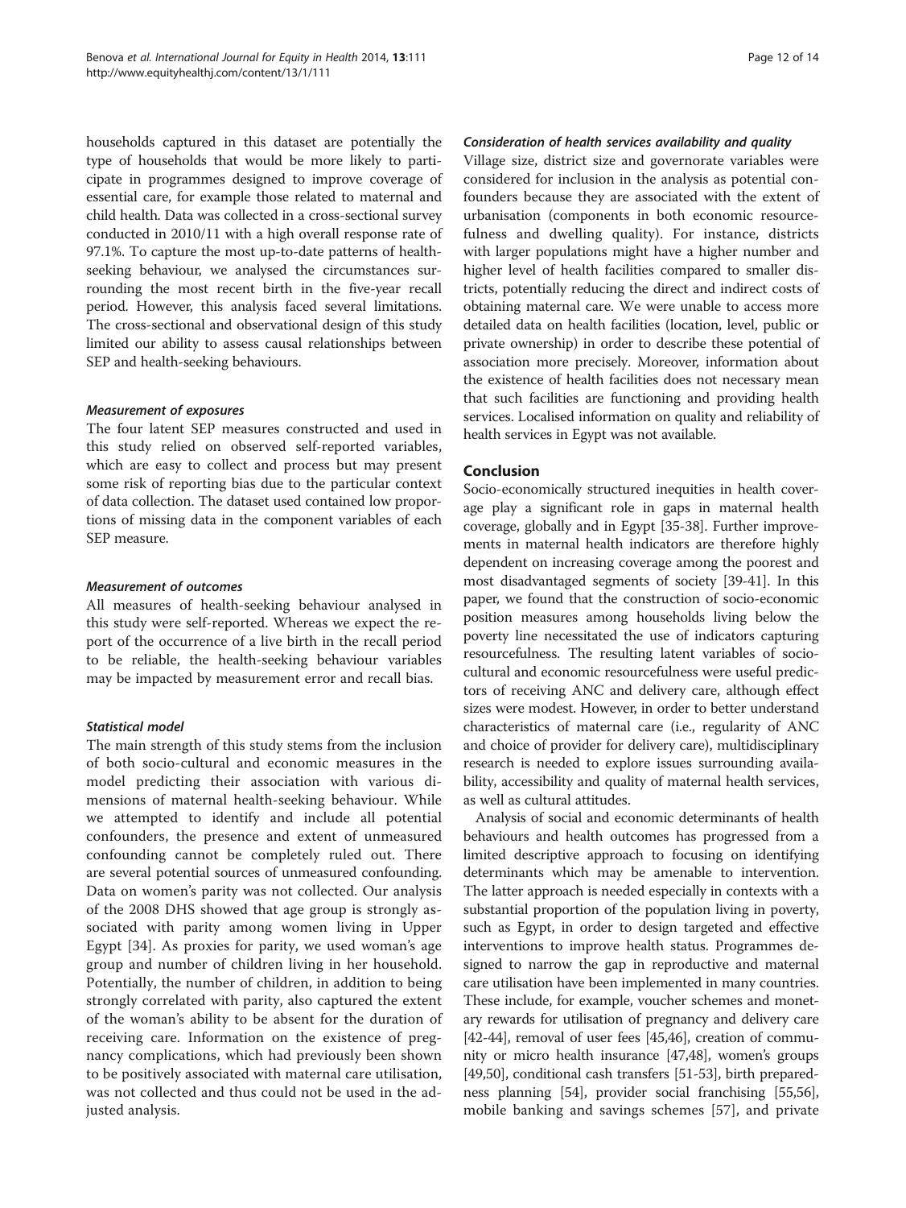households captured in this dataset are potentially the type of households that would be more likely to participate in programmes designed to improve coverage of essential care, for example those related to maternal and child health. Data was collected in a cross-sectional survey conducted in 2010/11 with a high overall response rate of 97.1%. To capture the most up-to-date patterns of health-seeking behaviour, we analysed the circumstances surrounding the most recent birth in the five-year recall period. However, this analysis faced several limitations. The cross-sectional and observational design of this study limited our ability to assess causal relationships between SEP and health-seeking behaviours.

#### *Measurement of exposures*

The four latent SEP measures constructed and used in this study relied on observed self-reported variables, which are easy to collect and process but may present some risk of reporting bias due to the particular context of data collection. The dataset used contained low proportions of missing data in the component variables of each SEP measure.

#### *Measurement of outcomes*

All measures of health-seeking behaviour analysed in this study were self-reported. Whereas we expect the report of the occurrence of a live birth in the recall period to be reliable, the health-seeking behaviour variables may be impacted by measurement error and recall bias.

#### *Statistical model*

The main strength of this study stems from the inclusion of both socio-cultural and economic measures in the model predicting their association with various dimensions of maternal health-seeking behaviour. While we attempted to identify and include all potential confounders, the presence and extent of unmeasured confounding cannot be completely ruled out. There are several potential sources of unmeasured confounding. Data on women's parity was not collected. Our analysis of the 2008 DHS showed that age group is strongly associated with parity among women living in Upper Egypt [34]. As proxies for parity, we used woman's age group and number of children living in her household. Potentially, the number of children, in addition to being strongly correlated with parity, also captured the extent of the woman's ability to be absent for the duration of receiving care. Information on the existence of pregnancy complications, which had previously been shown to be positively associated with maternal care utilisation, was not collected and thus could not be used in the adjusted analysis.

#### *Consideration of health services availability and quality*

Village size, district size and governorate variables were considered for inclusion in the analysis as potential confounders because they are associated with the extent of urbanisation (components in both economic resourcefulness and dwelling quality). For instance, districts with larger populations might have a higher number and higher level of health facilities compared to smaller districts, potentially reducing the direct and indirect costs of obtaining maternal care. We were unable to access more detailed data on health facilities (location, level, public or private ownership) in order to describe these potential of association more precisely. Moreover, information about the existence of health facilities does not necessary mean that such facilities are functioning and providing health services. Localised information on quality and reliability of health services in Egypt was not available.

## Conclusion

Socio-economically structured inequities in health coverage play a significant role in gaps in maternal health coverage, globally and in Egypt [35-38]. Further improvements in maternal health indicators are therefore highly dependent on increasing coverage among the poorest and most disadvantaged segments of society [39-41]. In this paper, we found that the construction of socio-economic position measures among households living below the poverty line necessitated the use of indicators capturing resourcefulness. The resulting latent variables of socio-cultural and economic resourcefulness were useful predictors of receiving ANC and delivery care, although effect sizes were modest. However, in order to better understand characteristics of maternal care (i.e., regularity of ANC and choice of provider for delivery care), multidisciplinary research is needed to explore issues surrounding availability, accessibility and quality of maternal health services, as well as cultural attitudes.

Analysis of social and economic determinants of health behaviours and health outcomes has progressed from a limited descriptive approach to focusing on identifying determinants which may be amenable to intervention. The latter approach is needed especially in contexts with a substantial proportion of the population living in poverty, such as Egypt, in order to design targeted and effective interventions to improve health status. Programmes designed to narrow the gap in reproductive and maternal care utilisation have been implemented in many countries. These include, for example, voucher schemes and monetary rewards for utilisation of pregnancy and delivery care [42-44], removal of user fees [45,46], creation of community or micro health insurance [47,48], women's groups [49,50], conditional cash transfers [51-53], birth preparedness planning [54], provider social franchising [55,56], mobile banking and savings schemes [57], and private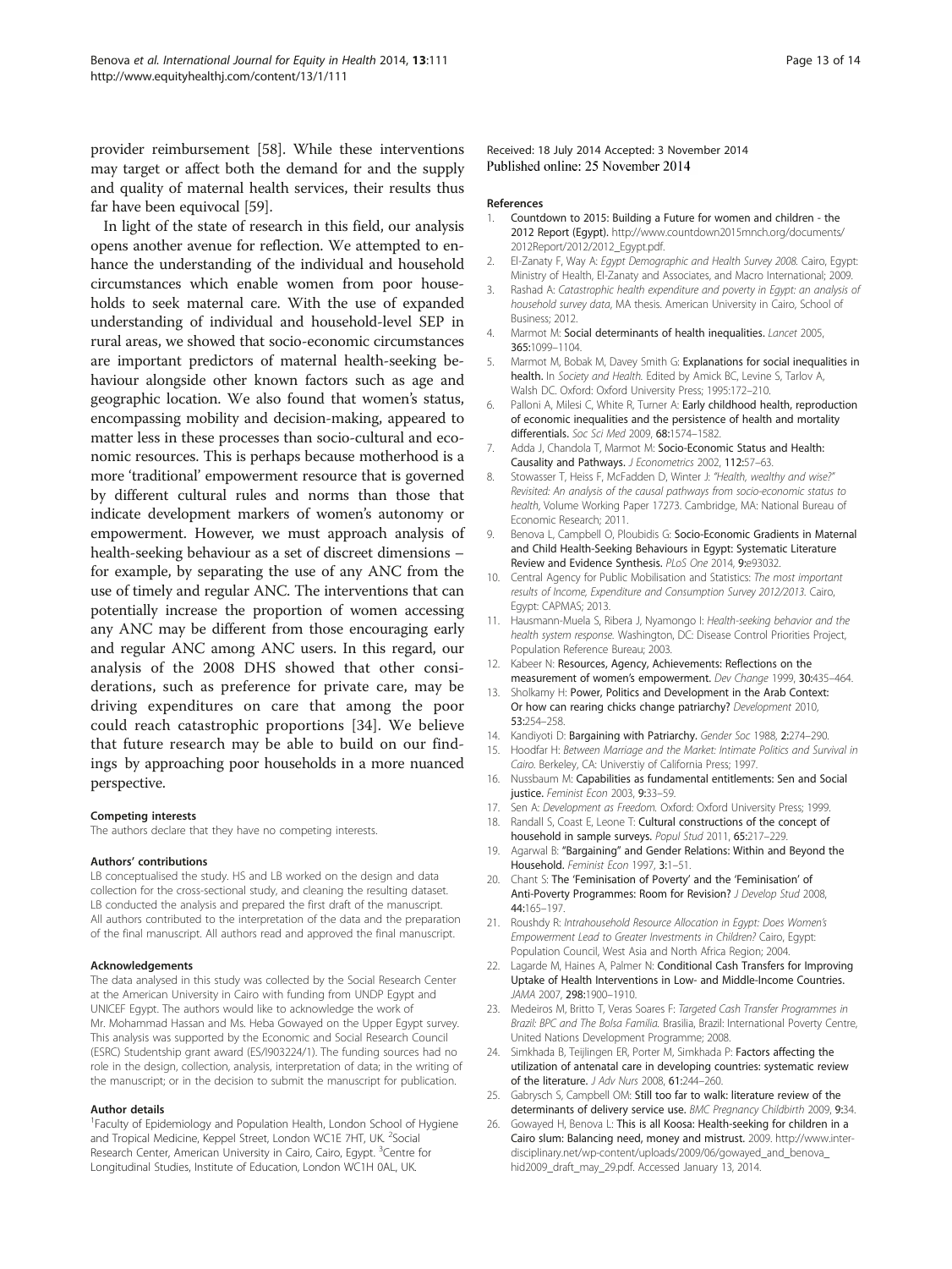provider reimbursement [58]. While these interventions may target or affect both the demand for and the supply and quality of maternal health services, their results thus far have been equivocal [59].

In light of the state of research in this field, our analysis opens another avenue for reflection. We attempted to enhance the understanding of the individual and household circumstances which enable women from poor households to seek maternal care. With the use of expanded understanding of individual and household-level SEP in rural areas, we showed that socio-economic circumstances are important predictors of maternal health-seeking behaviour alongside other known factors such as age and geographic location. We also found that women's status, encompassing mobility and decision-making, appeared to matter less in these processes than socio-cultural and economic resources. This is perhaps because motherhood is a more 'traditional' empowerment resource that is governed by different cultural rules and norms than those that indicate development markers of women's autonomy or empowerment. However, we must approach analysis of health-seeking behaviour as a set of discreet dimensions – for example, by separating the use of any ANC from the use of timely and regular ANC. The interventions that can potentially increase the proportion of women accessing any ANC may be different from those encouraging early and regular ANC among ANC users. In this regard, our analysis of the 2008 DHS showed that other considerations, such as preference for private care, may be driving expenditures on care that among the poor could reach catastrophic proportions [34]. We believe that future research may be able to build on our findings by approaching poor households in a more nuanced perspective.

#### Competing interests
The authors declare that they have no competing interests.

#### Authors' contributions
LB conceptualised the study. HS and LB worked on the design and data collection for the cross-sectional study, and cleaning the resulting dataset. LB conducted the analysis and prepared the first draft of the manuscript. All authors contributed to the interpretation of the data and the preparation of the final manuscript. All authors read and approved the final manuscript.

#### Acknowledgements
The data analysed in this study was collected by the Social Research Center at the American University in Cairo with funding from UNDP Egypt and UNICEF Egypt. The authors would like to acknowledge the work of Mr. Mohammad Hassan and Ms. Heba Gowayed on the Upper Egypt survey. This analysis was supported by the Economic and Social Research Council (ESRC) Studentship grant award (ES/I903224/1). The funding sources had no role in the design, collection, analysis, interpretation of data; in the writing of the manuscript; or in the decision to submit the manuscript for publication.

#### Author details
[1]Faculty of Epidemiology and Population Health, London School of Hygiene and Tropical Medicine, Keppel Street, London WC1E 7HT, UK. [2]Social Research Center, American University in Cairo, Cairo, Egypt. [3]Centre for Longitudinal Studies, Institute of Education, London WC1H 0AL, UK.

Received: 18 July 2014 Accepted: 3 November 2014
Published online: 25 November 2014

#### References

1. Countdown to 2015: Building a Future for women and children - the 2012 Report (Egypt). http://www.countdown2015mnch.org/documents/2012Report/2012/2012_Egypt.pdf.
2. El-Zanaty F, Way A: *Egypt Demographic and Health Survey 2008.* Cairo, Egypt: Ministry of Health, El-Zanaty and Associates, and Macro International; 2009.
3. Rashad A: *Catastrophic health expenditure and poverty in Egypt: an analysis of household survey data*, MA thesis. American University in Cairo, School of Business; 2012.
4. Marmot M: **Social determinants of health inequalities.** *Lancet* 2005, **365:**1099–1104.
5. Marmot M, Bobak M, Davey Smith G: **Explanations for social inequalities in health.** In *Society and Health.* Edited by Amick BC, Levine S, Tarlov A, Walsh DC. Oxford: Oxford University Press; 1995:172–210.
6. Palloni A, Milesi C, White R, Turner A: **Early childhood health, reproduction of economic inequalities and the persistence of health and mortality differentials.** *Soc Sci Med* 2009, **68:**1574–1582.
7. Adda J, Chandola T, Marmot M: **Socio-Economic Status and Health: Causality and Pathways.** *J Econometrics* 2002, **112:**57–63.
8. Stowasser T, Heiss F, McFadden D, Winter J: *"Health, wealthy and wise?" Revisited: An analysis of the causal pathways from socio-economic status to health*, Volume Working Paper 17273. Cambridge, MA: National Bureau of Economic Research; 2011.
9. Benova L, Campbell O, Ploubidis G: **Socio-Economic Gradients in Maternal and Child Health-Seeking Behaviours in Egypt: Systematic Literature Review and Evidence Synthesis.** *PLoS One* 2014, **9:**e93032.
10. Central Agency for Public Mobilisation and Statistics: *The most important results of Income, Expenditure and Consumption Survey 2012/2013.* Cairo, Egypt: CAPMAS; 2013.
11. Hausmann-Muela S, Ribera J, Nyamongo I: *Health-seeking behavior and the health system response.* Washington, DC: Disease Control Priorities Project, Population Reference Bureau; 2003.
12. Kabeer N: **Resources, Agency, Achievements: Reflections on the measurement of women's empowerment.** *Dev Change* 1999, **30:**435–464.
13. Sholkamy H: **Power, Politics and Development in the Arab Context: Or how can rearing chicks change patriarchy?** *Development* 2010, **53:**254–258.
14. Kandiyoti D: **Bargaining with Patriarchy.** *Gender Soc* 1988, **2:**274–290.
15. Hoodfar H: *Between Marriage and the Market: Intimate Politics and Survival in Cairo.* Berkeley, CA: Universtiy of California Press; 1997.
16. Nussbaum M: **Capabilities as fundamental entitlements: Sen and Social justice.** *Feminist Econ* 2003, **9:**33–59.
17. Sen A: *Development as Freedom.* Oxford: Oxford University Press; 1999.
18. Randall S, Coast E, Leone T: **Cultural constructions of the concept of household in sample surveys.** *Popul Stud* 2011, **65:**217–229.
19. Agarwal B: **"Bargaining" and Gender Relations: Within and Beyond the Household.** *Feminist Econ* 1997, **3:**1–51.
20. Chant S: **The 'Feminisation of Poverty' and the 'Feminisation' of Anti-Poverty Programmes: Room for Revision?** *J Develop Stud* 2008, **44:**165–197.
21. Roushdy R: *Intrahousehold Resource Allocation in Egypt: Does Women's Empowerment Lead to Greater Investments in Children?* Cairo, Egypt: Population Council, West Asia and North Africa Region; 2004.
22. Lagarde M, Haines A, Palmer N: **Conditional Cash Transfers for Improving Uptake of Health Interventions in Low- and Middle-Income Countries.** *JAMA* 2007, **298:**1900–1910.
23. Medeiros M, Britto T, Veras Soares F: *Targeted Cash Transfer Programmes in Brazil: BPC and The Bolsa Familia.* Brasilia, Brazil: International Poverty Centre, United Nations Development Programme; 2008.
24. Simkhada B, Teijlingen ER, Porter M, Simkhada P: **Factors affecting the utilization of antenatal care in developing countries: systematic review of the literature.** *J Adv Nurs* 2008, **61:**244–260.
25. Gabrysch S, Campbell OM: **Still too far to walk: literature review of the determinants of delivery service use.** *BMC Pregnancy Childbirth* 2009, **9:**34.
26. Gowayed H, Benova L: **This is all Koosa: Health-seeking for children in a Cairo slum: Balancing need, money and mistrust.** 2009. http://www.inter-disciplinary.net/wp-content/uploads/2009/06/gowayed_and_benova_hid2009_draft_may_29.pdf. Accessed January 13, 2014.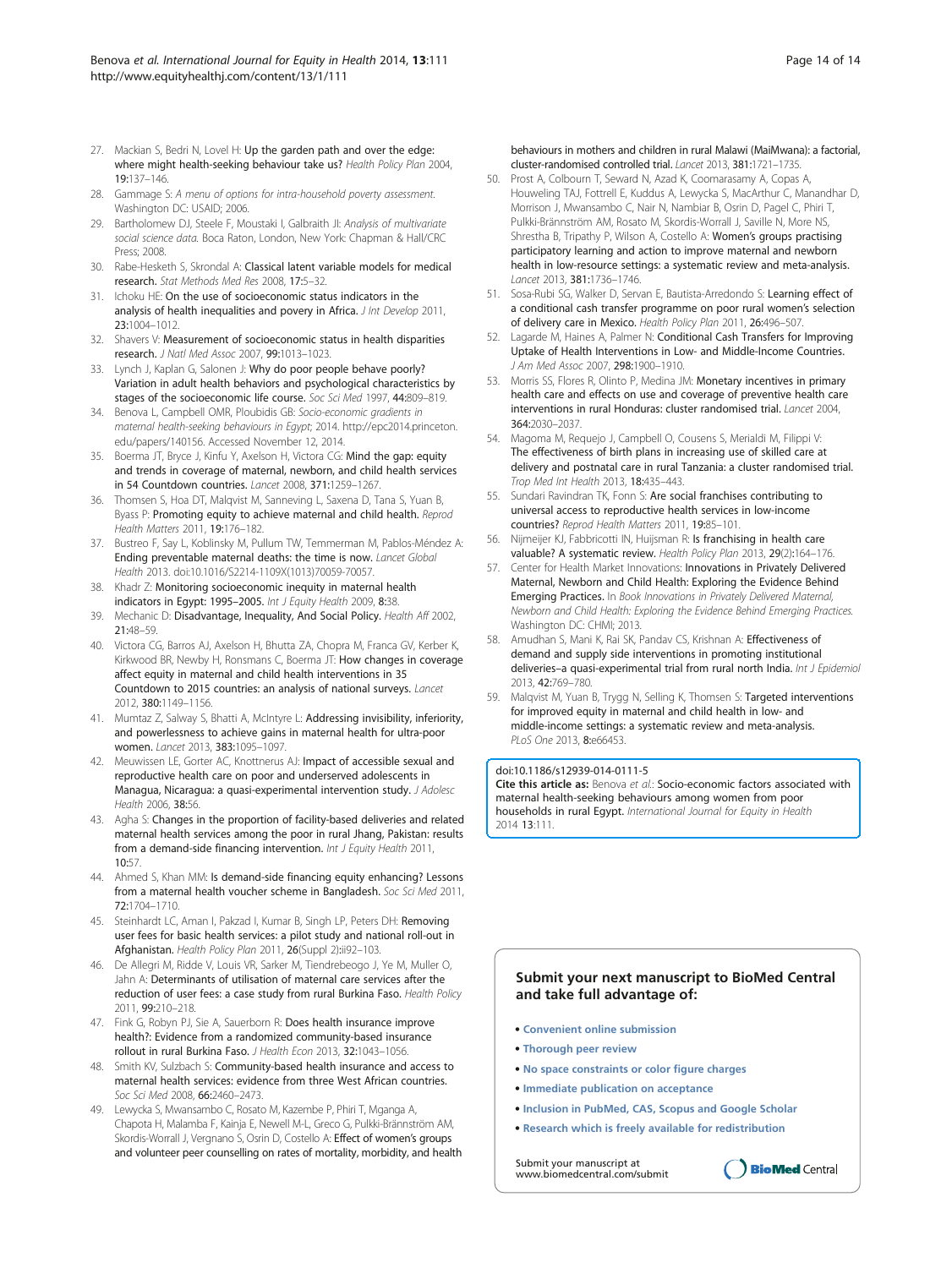27. Mackian S, Bedri N, Lovel H: Up the garden path and over the edge: where might health-seeking behaviour take us? *Health Policy Plan* 2004, 19:137–146.
28. Gammage S: *A menu of options for intra-household poverty assessment.* Washington DC: USAID; 2006.
29. Bartholomew DJ, Steele F, Moustaki I, Galbraith JI: *Analysis of multivariate social science data.* Boca Raton, London, New York: Chapman & Hall/CRC Press; 2008.
30. Rabe-Hesketh S, Skrondal A: Classical latent variable models for medical research. *Stat Methods Med Res* 2008, 17:5–32.
31. Ichoku HE: On the use of socioeconomic status indicators in the analysis of health inequalities and povery in Africa. *J Int Develop* 2011, 23:1004–1012.
32. Shavers V: Measurement of socioeconomic status in health disparities research. *J Natl Med Assoc* 2007, 99:1013–1023.
33. Lynch J, Kaplan G, Salonen J: Why do poor people behave poorly? Variation in adult health behaviors and psychological characteristics by stages of the socioeconomic life course. *Soc Sci Med* 1997, 44:809–819.
34. Benova L, Campbell OMR, Ploubidis GB: *Socio-economic gradients in maternal health-seeking behaviours in Egypt*; 2014. http://epc2014.princeton.edu/papers/140156. Accessed November 12, 2014.
35. Boerma JT, Bryce J, Kinfu Y, Axelson H, Victora CG: Mind the gap: equity and trends in coverage of maternal, newborn, and child health services in 54 Countdown countries. *Lancet* 2008, 371:1259–1267.
36. Thomsen S, Hoa DT, Malqvist M, Sanneving L, Saxena D, Tana S, Yuan B, Byass P: Promoting equity to achieve maternal and child health. *Reprod Health Matters* 2011, 19:176–182.
37. Bustreo F, Say L, Koblinsky M, Pullum TW, Temmerman M, Pablos-Méndez A: Ending preventable maternal deaths: the time is now. *Lancet Global Health* 2013. doi:10.1016/S2214-109X(1013)70059-70057.
38. Khadr Z: Monitoring socioeconomic inequity in maternal health indicators in Egypt: 1995–2005. *Int J Equity Health* 2009, 8:38.
39. Mechanic D: Disadvantage, Inequality, And Social Policy. *Health Aff* 2002, 21:48–59.
40. Victora CG, Barros AJ, Axelson H, Bhutta ZA, Chopra M, Franca GV, Kerber K, Kirkwood BR, Newby H, Ronsmans C, Boerma JT: How changes in coverage affect equity in maternal and child health interventions in 35 Countdown to 2015 countries: an analysis of national surveys. *Lancet* 2012, 380:1149–1156.
41. Mumtaz Z, Salway S, Bhatti A, McIntyre L: Addressing invisibility, inferiority, and powerlessness to achieve gains in maternal health for ultra-poor women. *Lancet* 2013, 383:1095–1097.
42. Meuwissen LE, Gorter AC, Knottnerus AJ: Impact of accessible sexual and reproductive health care on poor and underserved adolescents in Managua, Nicaragua: a quasi-experimental intervention study. *J Adolesc Health* 2006, 38:56.
43. Agha S: Changes in the proportion of facility-based deliveries and related maternal health services among the poor in rural Jhang, Pakistan: results from a demand-side financing intervention. *Int J Equity Health* 2011, 10:57.
44. Ahmed S, Khan MM: Is demand-side financing equity enhancing? Lessons from a maternal health voucher scheme in Bangladesh. *Soc Sci Med* 2011, 72:1704–1710.
45. Steinhardt LC, Aman I, Pakzad I, Kumar B, Singh LP, Peters DH: Removing user fees for basic health services: a pilot study and national roll-out in Afghanistan. *Health Policy Plan* 2011, 26(Suppl 2):ii92–103.
46. De Allegri M, Ridde V, Louis VR, Sarker M, Tiendrebeogo J, Ye M, Muller O, Jahn A: Determinants of utilisation of maternal care services after the reduction of user fees: a case study from rural Burkina Faso. *Health Policy* 2011, 99:210–218.
47. Fink G, Robyn PJ, Sie A, Sauerborn R: Does health insurance improve health?: Evidence from a randomized community-based insurance rollout in rural Burkina Faso. *J Health Econ* 2013, 32:1043–1056.
48. Smith KV, Sulzbach S: Community-based health insurance and access to maternal health services: evidence from three West African countries. *Soc Sci Med* 2008, 66:2460–2473.
49. Lewycka S, Mwansambo C, Rosato M, Kazembe P, Phiri T, Mganga A, Chapota H, Malamba F, Kainja E, Newell M-L, Greco G, Pulkki-Brännström AM, Skordis-Worrall J, Vergnano S, Osrin D, Costello A: Effect of women's groups and volunteer peer counselling on rates of mortality, morbidity, and health behaviours in mothers and children in rural Malawi (MaiMwana): a factorial, cluster-randomised controlled trial. *Lancet* 2013, 381:1721–1735.
50. Prost A, Colbourn T, Seward N, Azad K, Coomarasamy A, Copas A, Houweling TAJ, Fottrell E, Kuddus A, Lewycka S, MacArthur C, Manandhar D, Morrison J, Mwansambo C, Nair N, Nambiar B, Osrin D, Pagel C, Phiri T, Pulkki-Brännström AM, Rosato M, Skordis-Worrall J, Saville N, More NS, Shrestha B, Tripathy P, Wilson A, Costello A: Women's groups practising participatory learning and action to improve maternal and newborn health in low-resource settings: a systematic review and meta-analysis. *Lancet* 2013, 381:1736–1746.
51. Sosa-Rubi SG, Walker D, Servan E, Bautista-Arredondo S: Learning effect of a conditional cash transfer programme on poor rural women's selection of delivery care in Mexico. *Health Policy Plan* 2011, 26:496–507.
52. Lagarde M, Haines A, Palmer N: Conditional Cash Transfers for Improving Uptake of Health Interventions in Low- and Middle-Income Countries. *J Am Med Assoc* 2007, 298:1900–1910.
53. Morris SS, Flores R, Olinto P, Medina JM: Monetary incentives in primary health care and effects on use and coverage of preventive health care interventions in rural Honduras: cluster randomised trial. *Lancet* 2004, 364:2030–2037.
54. Magoma M, Requejo J, Campbell O, Cousens S, Merialdi M, Filippi V: The effectiveness of birth plans in increasing use of skilled care at delivery and postnatal care in rural Tanzania: a cluster randomised trial. *Trop Med Int Health* 2013, 18:435–443.
55. Sundari Ravindran TK, Fonn S: Are social franchises contributing to universal access to reproductive health services in low-income countries? *Reprod Health Matters* 2011, 19:85–101.
56. Nijmeijer KJ, Fabbricotti IN, Huijsman R: Is franchising in health care valuable? A systematic review. *Health Policy Plan* 2013, 29(2):164–176.
57. Center for Health Market Innovations: Innovations in Privately Delivered Maternal, Newborn and Child Health: Exploring the Evidence Behind Emerging Practices. In *Book Innovations in Privately Delivered Maternal, Newborn and Child Health: Exploring the Evidence Behind Emerging Practices.* Washington DC: CHMI; 2013.
58. Amudhan S, Mani K, Rai SK, Pandav CS, Krishnan A: Effectiveness of demand and supply side interventions in promoting institutional deliveries–a quasi-experimental trial from rural north India. *Int J Epidemiol* 2013, 42:769–780.
59. Malqvist M, Yuan B, Trygg N, Selling K, Thomsen S: Targeted interventions for improved equity in maternal and child health in low- and middle-income settings: a systematic review and meta-analysis. *PLoS One* 2013, 8:e66453.

doi:10.1186/s12939-014-0111-5
**Cite this article as:** Benova *et al.*: Socio-economic factors associated with maternal health-seeking behaviours among women from poor households in rural Egypt. *International Journal for Equity in Health* 2014 13:111.

**Submit your next manuscript to BioMed Central and take full advantage of:**

- Convenient online submission
- Thorough peer review
- No space constraints or color figure charges
- Immediate publication on acceptance
- Inclusion in PubMed, CAS, Scopus and Google Scholar
- Research which is freely available for redistribution

Submit your manuscript at
www.biomedcentral.com/submit

BioMed Central